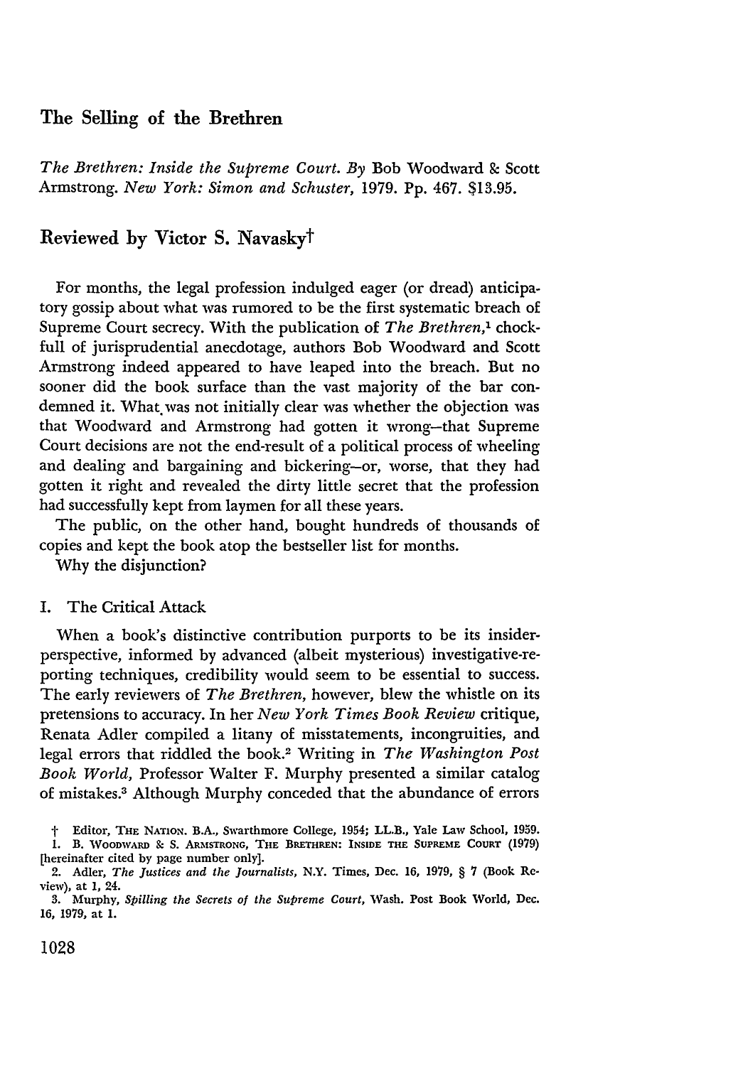# The Selling of the Brethren

*The Brethren: Inside the Supreme Court. By* Bob Woodward & Scott Armstrong. *New York: Simon and Schuster,* 1979. Pp. 467. $13.95.

## Reviewed by Victor S. Navasky†

For months, the legal profession indulged eager (or dread) anticipatory gossip about what was rumored to be the first systematic breach of Supreme Court secrecy. With the publication of *The Brethren,*[1] chockfull of jurisprudential anecdotage, authors Bob Woodward and Scott Armstrong indeed appeared to have leaped into the breach. But no sooner did the book surface than the vast majority of the bar condemned it. What was not initially clear was whether the objection was that Woodward and Armstrong had gotten it wrong—that Supreme Court decisions are not the end-result of a political process of wheeling and dealing and bargaining and bickering—or, worse, that they had gotten it right and revealed the dirty little secret that the profession had successfully kept from laymen for all these years.

The public, on the other hand, bought hundreds of thousands of copies and kept the book atop the bestseller list for months.

Why the disjunction?

### I. The Critical Attack

When a book's distinctive contribution purports to be its insider-perspective, informed by advanced (albeit mysterious) investigative-reporting techniques, credibility would seem to be essential to success. The early reviewers of *The Brethren,* however, blew the whistle on its pretensions to accuracy. In her *New York Times Book Review* critique, Renata Adler compiled a litany of misstatements, incongruities, and legal errors that riddled the book.[2] Writing in *The Washington Post Book World,* Professor Walter F. Murphy presented a similar catalog of mistakes.[3] Although Murphy conceded that the abundance of errors

† Editor, THE NATION. B.A., Swarthmore College, 1954; LL.B., Yale Law School, 1959.

1. B. WOODWARD & S. ARMSTRONG, THE BRETHREN: INSIDE THE SUPREME COURT (1979) [hereinafter cited by page number only].

2. Adler, *The Justices and the Journalists,* N.Y. Times, Dec. 16, 1979, § 7 (Book Review), at 1, 24.

3. Murphy, *Spilling the Secrets of the Supreme Court,* Wash. Post Book World, Dec. 16, 1979, at 1.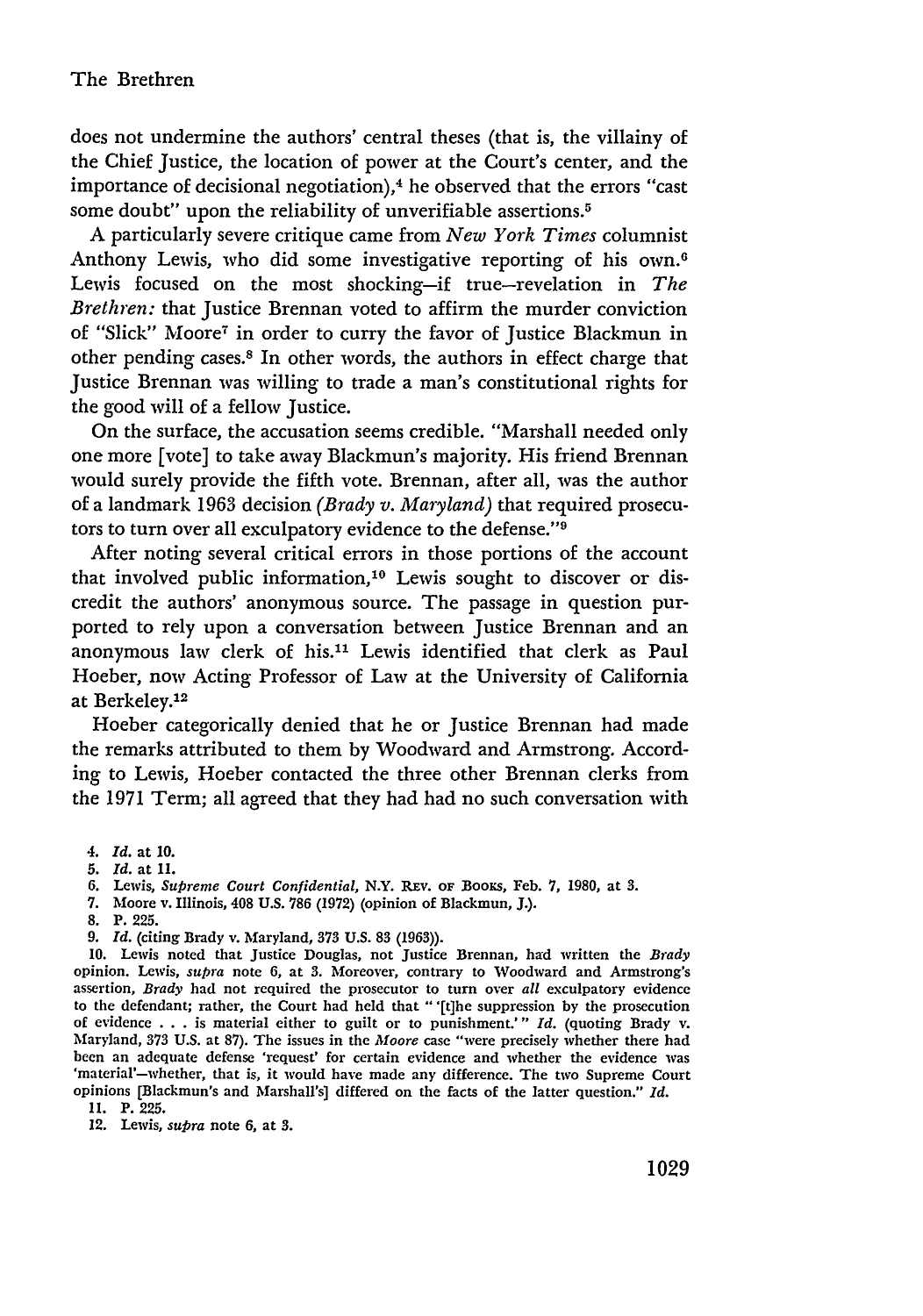does not undermine the authors' central theses (that is, the villainy of the Chief Justice, the location of power at the Court's center, and the importance of decisional negotiation),[4] he observed that the errors "cast some doubt" upon the reliability of unverifiable assertions.[5]

A particularly severe critique came from *New York Times* columnist Anthony Lewis, who did some investigative reporting of his own.[6] Lewis focused on the most shocking—if true—revelation in *The Brethren:* that Justice Brennan voted to affirm the murder conviction of "Slick" Moore[7] in order to curry the favor of Justice Blackmun in other pending cases.[8] In other words, the authors in effect charge that Justice Brennan was willing to trade a man's constitutional rights for the good will of a fellow Justice.

On the surface, the accusation seems credible. "Marshall needed only one more [vote] to take away Blackmun's majority. His friend Brennan would surely provide the fifth vote. Brennan, after all, was the author of a landmark 1963 decision *(Brady v. Maryland)* that required prosecutors to turn over all exculpatory evidence to the defense."[9]

After noting several critical errors in those portions of the account that involved public information,[10] Lewis sought to discover or discredit the authors' anonymous source. The passage in question purported to rely upon a conversation between Justice Brennan and an anonymous law clerk of his.[11] Lewis identified that clerk as Paul Hoeber, now Acting Professor of Law at the University of California at Berkeley.[12]

Hoeber categorically denied that he or Justice Brennan had made the remarks attributed to them by Woodward and Armstrong. According to Lewis, Hoeber contacted the three other Brennan clerks from the 1971 Term; all agreed that they had had no such conversation with

4. *Id.* at 10.
5. *Id.* at 11.
6. Lewis, *Supreme Court Confidential,* N.Y. REV. OF BOOKS, Feb. 7, 1980, at 3.
7. Moore v. Illinois, 408 U.S. 786 (1972) (opinion of Blackmun, J.).
8. P. 225.
9. *Id.* (citing Brady v. Maryland, 373 U.S. 83 (1963)).
10. Lewis noted that Justice Douglas, not Justice Brennan, had written the *Brady* opinion. Lewis, *supra* note 6, at 3. Moreover, contrary to Woodward and Armstrong's assertion, *Brady* had not required the prosecutor to turn over *all* exculpatory evidence to the defendant; rather, the Court had held that "'[t]he suppression by the prosecution of evidence . . . is material either to guilt or to punishment.'" *Id.* (quoting Brady v. Maryland, 373 U.S. at 87). The issues in the *Moore* case "were precisely whether there had been an adequate defense 'request' for certain evidence and whether the evidence was 'material'—whether, that is, it would have made any difference. The two Supreme Court opinions [Blackmun's and Marshall's] differed on the facts of the latter question." *Id.*
11. P. 225.
12. Lewis, *supra* note 6, at 3.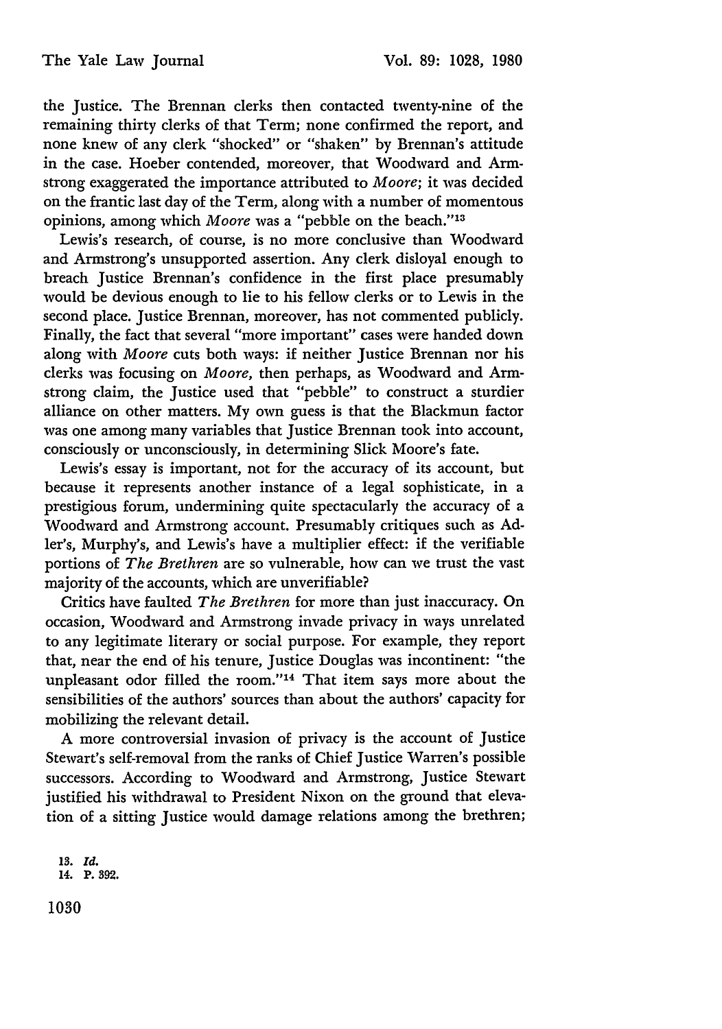the Justice. The Brennan clerks then contacted twenty-nine of the remaining thirty clerks of that Term; none confirmed the report, and none knew of any clerk "shocked" or "shaken" by Brennan's attitude in the case. Hoeber contended, moreover, that Woodward and Armstrong exaggerated the importance attributed to *Moore*; it was decided on the frantic last day of the Term, along with a number of momentous opinions, among which *Moore* was a "pebble on the beach."[13]

Lewis's research, of course, is no more conclusive than Woodward and Armstrong's unsupported assertion. Any clerk disloyal enough to breach Justice Brennan's confidence in the first place presumably would be devious enough to lie to his fellow clerks or to Lewis in the second place. Justice Brennan, moreover, has not commented publicly. Finally, the fact that several "more important" cases were handed down along with *Moore* cuts both ways: if neither Justice Brennan nor his clerks was focusing on *Moore*, then perhaps, as Woodward and Armstrong claim, the Justice used that "pebble" to construct a sturdier alliance on other matters. My own guess is that the Blackmun factor was one among many variables that Justice Brennan took into account, consciously or unconsciously, in determining Slick Moore's fate.

Lewis's essay is important, not for the accuracy of its account, but because it represents another instance of a legal sophisticate, in a prestigious forum, undermining quite spectacularly the accuracy of a Woodward and Armstrong account. Presumably critiques such as Adler's, Murphy's, and Lewis's have a multiplier effect: if the verifiable portions of *The Brethren* are so vulnerable, how can we trust the vast majority of the accounts, which are unverifiable?

Critics have faulted *The Brethren* for more than just inaccuracy. On occasion, Woodward and Armstrong invade privacy in ways unrelated to any legitimate literary or social purpose. For example, they report that, near the end of his tenure, Justice Douglas was incontinent: "the unpleasant odor filled the room."[14] That item says more about the sensibilities of the authors' sources than about the authors' capacity for mobilizing the relevant detail.

A more controversial invasion of privacy is the account of Justice Stewart's self-removal from the ranks of Chief Justice Warren's possible successors. According to Woodward and Armstrong, Justice Stewart justified his withdrawal to President Nixon on the ground that elevation of a sitting Justice would damage relations among the brethren;

13. *Id.*

14. P. 392.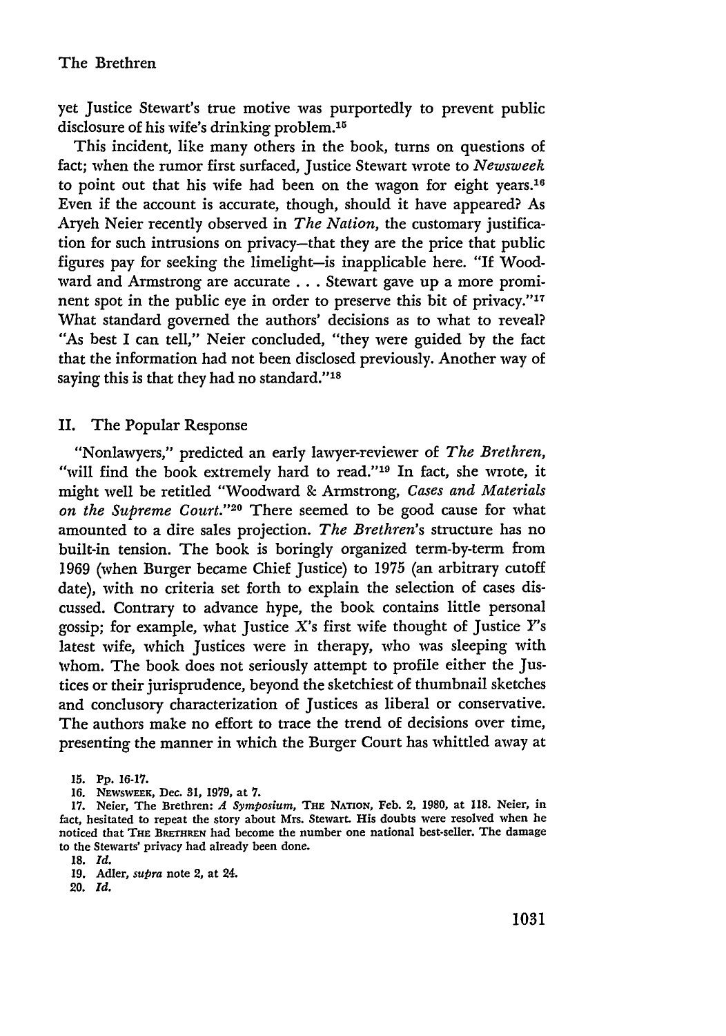yet Justice Stewart's true motive was purportedly to prevent public disclosure of his wife's drinking problem.[15]

This incident, like many others in the book, turns on questions of fact; when the rumor first surfaced, Justice Stewart wrote to *Newsweek* to point out that his wife had been on the wagon for eight years.[16] Even if the account is accurate, though, should it have appeared? As Aryeh Neier recently observed in *The Nation*, the customary justification for such intrusions on privacy—that they are the price that public figures pay for seeking the limelight—is inapplicable here. "If Woodward and Armstrong are accurate . . . Stewart gave up a more prominent spot in the public eye in order to preserve this bit of privacy."[17] What standard governed the authors' decisions as to what to reveal? "As best I can tell," Neier concluded, "they were guided by the fact that the information had not been disclosed previously. Another way of saying this is that they had no standard."[18]

## II. The Popular Response

"Nonlawyers," predicted an early lawyer-reviewer of *The Brethren*, "will find the book extremely hard to read."[19] In fact, she wrote, it might well be retitled "Woodward & Armstrong, *Cases and Materials on the Supreme Court*."[20] There seemed to be good cause for what amounted to a dire sales projection. *The Brethren's* structure has no built-in tension. The book is boringly organized term-by-term from 1969 (when Burger became Chief Justice) to 1975 (an arbitrary cutoff date), with no criteria set forth to explain the selection of cases discussed. Contrary to advance hype, the book contains little personal gossip; for example, what Justice *X*'s first wife thought of Justice *Y*'s latest wife, which Justices were in therapy, who was sleeping with whom. The book does not seriously attempt to profile either the Justices or their jurisprudence, beyond the sketchiest of thumbnail sketches and conclusory characterization of Justices as liberal or conservative. The authors make no effort to trace the trend of decisions over time, presenting the manner in which the Burger Court has whittled away at

15. Pp. 16-17.

16. NEWSWEEK, Dec. 31, 1979, at 7.

17. Neier, The Brethren: *A Symposium*, THE NATION, Feb. 2, 1980, at 118. Neier, in fact, hesitated to repeat the story about Mrs. Stewart. His doubts were resolved when he noticed that THE BRETHREN had become the number one national best-seller. The damage to the Stewarts' privacy had already been done.

18. *Id.*

19. Adler, *supra* note 2, at 24.

20. *Id.*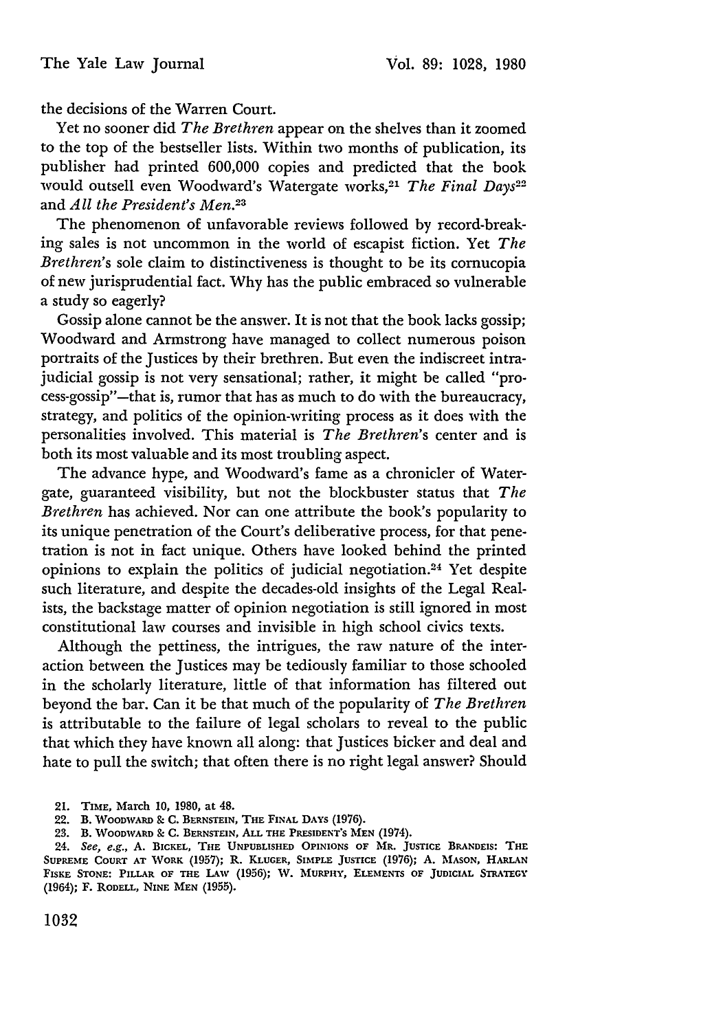the decisions of the Warren Court.

Yet no sooner did *The Brethren* appear on the shelves than it zoomed to the top of the bestseller lists. Within two months of publication, its publisher had printed 600,000 copies and predicted that the book would outsell even Woodward's Watergate works,[21] *The Final Days*[22] and *All the President's Men*.[23]

The phenomenon of unfavorable reviews followed by record-breaking sales is not uncommon in the world of escapist fiction. Yet *The Brethren*'s sole claim to distinctiveness is thought to be its cornucopia of new jurisprudential fact. Why has the public embraced so vulnerable a study so eagerly?

Gossip alone cannot be the answer. It is not that the book lacks gossip; Woodward and Armstrong have managed to collect numerous poison portraits of the Justices by their brethren. But even the indiscreet intra-judicial gossip is not very sensational; rather, it might be called "process-gossip"—that is, rumor that has as much to do with the bureaucracy, strategy, and politics of the opinion-writing process as it does with the personalities involved. This material is *The Brethren*'s center and is both its most valuable and its most troubling aspect.

The advance hype, and Woodward's fame as a chronicler of Watergate, guaranteed visibility, but not the blockbuster status that *The Brethren* has achieved. Nor can one attribute the book's popularity to its unique penetration of the Court's deliberative process, for that penetration is not in fact unique. Others have looked behind the printed opinions to explain the politics of judicial negotiation.[24] Yet despite such literature, and despite the decades-old insights of the Legal Realists, the backstage matter of opinion negotiation is still ignored in most constitutional law courses and invisible in high school civics texts.

Although the pettiness, the intrigues, the raw nature of the interaction between the Justices may be tediously familiar to those schooled in the scholarly literature, little of that information has filtered out beyond the bar. Can it be that much of the popularity of *The Brethren* is attributable to the failure of legal scholars to reveal to the public that which they have known all along: that Justices bicker and deal and hate to pull the switch; that often there is no right legal answer? Should

21. TIME, March 10, 1980, at 48.

22. B. WOODWARD & C. BERNSTEIN, THE FINAL DAYS (1976).

23. B. WOODWARD & C. BERNSTEIN, ALL THE PRESIDENT'S MEN (1974).

24. *See, e.g.*, A. BICKEL, THE UNPUBLISHED OPINIONS OF MR. JUSTICE BRANDEIS: THE SUPREME COURT AT WORK (1957); R. KLUGER, SIMPLE JUSTICE (1976); A. MASON, HARLAN FISKE STONE: PILLAR OF THE LAW (1956); W. MURPHY, ELEMENTS OF JUDICIAL STRATEGY (1964); F. RODELL, NINE MEN (1955).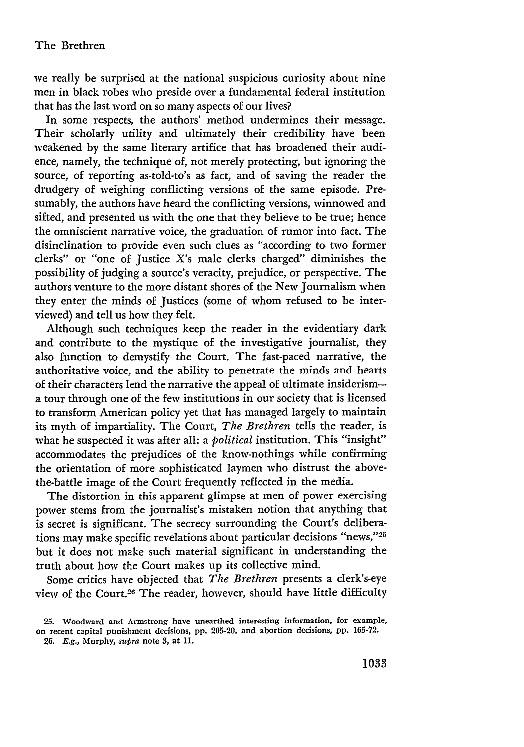we really be surprised at the national suspicious curiosity about nine men in black robes who preside over a fundamental federal institution that has the last word on so many aspects of our lives?

In some respects, the authors' method undermines their message. Their scholarly utility and ultimately their credibility have been weakened by the same literary artifice that has broadened their audience, namely, the technique of, not merely protecting, but ignoring the source, of reporting as-told-to's as fact, and of saving the reader the drudgery of weighing conflicting versions of the same episode. Presumably, the authors have heard the conflicting versions, winnowed and sifted, and presented us with the one that they believe to be true; hence the omniscient narrative voice, the graduation of rumor into fact. The disinclination to provide even such clues as "according to two former clerks" or "one of Justice X's male clerks charged" diminishes the possibility of judging a source's veracity, prejudice, or perspective. The authors venture to the more distant shores of the New Journalism when they enter the minds of Justices (some of whom refused to be interviewed) and tell us how they felt.

Although such techniques keep the reader in the evidentiary dark and contribute to the mystique of the investigative journalist, they also function to demystify the Court. The fast-paced narrative, the authoritative voice, and the ability to penetrate the minds and hearts of their characters lend the narrative the appeal of ultimate insiderism—a tour through one of the few institutions in our society that is licensed to transform American policy yet that has managed largely to maintain its myth of impartiality. The Court, *The Brethren* tells the reader, is what he suspected it was after all: a *political* institution. This "insight" accommodates the prejudices of the know-nothings while confirming the orientation of more sophisticated laymen who distrust the above-the-battle image of the Court frequently reflected in the media.

The distortion in this apparent glimpse at men of power exercising power stems from the journalist's mistaken notion that anything that is secret is significant. The secrecy surrounding the Court's deliberations may make specific revelations about particular decisions "news,"[25] but it does not make such material significant in understanding the truth about how the Court makes up its collective mind.

Some critics have objected that *The Brethren* presents a clerk's-eye view of the Court.[26] The reader, however, should have little difficulty

25. Woodward and Armstrong have unearthed interesting information, for example, on recent capital punishment decisions, pp. 205-20, and abortion decisions, pp. 165-72.

26. *E.g.*, Murphy, *supra* note 3, at 11.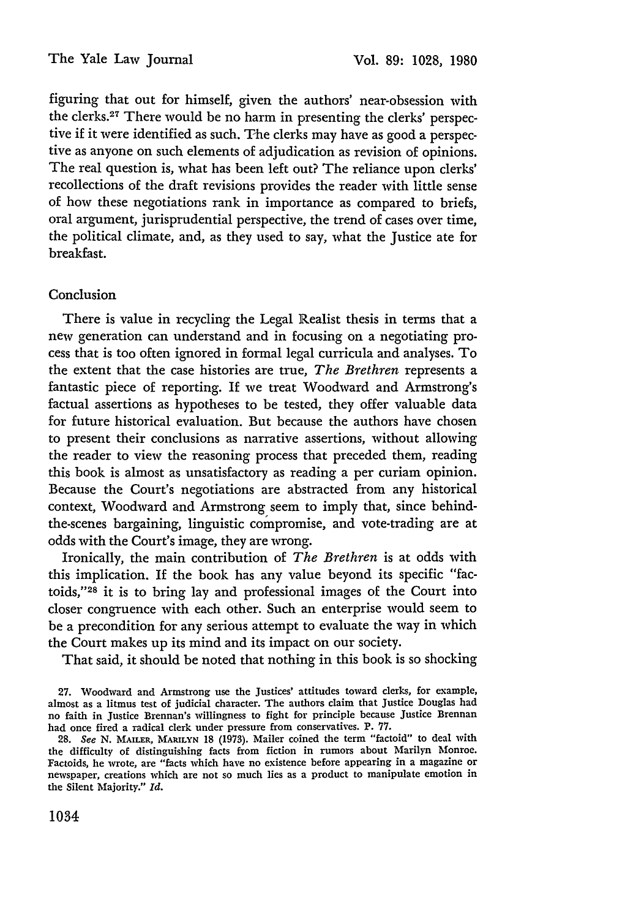figuring that out for himself, given the authors' near-obsession with the clerks.[27] There would be no harm in presenting the clerks' perspective if it were identified as such. The clerks may have as good a perspective as anyone on such elements of adjudication as revision of opinions. The real question is, what has been left out? The reliance upon clerks' recollections of the draft revisions provides the reader with little sense of how these negotiations rank in importance as compared to briefs, oral argument, jurisprudential perspective, the trend of cases over time, the political climate, and, as they used to say, what the Justice ate for breakfast.

## Conclusion

There is value in recycling the Legal Realist thesis in terms that a new generation can understand and in focusing on a negotiating process that is too often ignored in formal legal curricula and analyses. To the extent that the case histories are true, *The Brethren* represents a fantastic piece of reporting. If we treat Woodward and Armstrong's factual assertions as hypotheses to be tested, they offer valuable data for future historical evaluation. But because the authors have chosen to present their conclusions as narrative assertions, without allowing the reader to view the reasoning process that preceded them, reading this book is almost as unsatisfactory as reading a per curiam opinion. Because the Court's negotiations are abstracted from any historical context, Woodward and Armstrong seem to imply that, since behind-the-scenes bargaining, linguistic compromise, and vote-trading are at odds with the Court's image, they are wrong.

Ironically, the main contribution of *The Brethren* is at odds with this implication. If the book has any value beyond its specific "factoids,"[28] it is to bring lay and professional images of the Court into closer congruence with each other. Such an enterprise would seem to be a precondition for any serious attempt to evaluate the way in which the Court makes up its mind and its impact on our society.

That said, it should be noted that nothing in this book is so shocking

27. Woodward and Armstrong use the Justices' attitudes toward clerks, for example, almost as a litmus test of judicial character. The authors claim that Justice Douglas had no faith in Justice Brennan's willingness to fight for principle because Justice Brennan had once fired a radical clerk under pressure from conservatives. P. 77.

28. *See* N. MAILER, MARILYN 18 (1973). Mailer coined the term "factoid" to deal with the difficulty of distinguishing facts from fiction in rumors about Marilyn Monroe. Factoids, he wrote, are "facts which have no existence before appearing in a magazine or newspaper, creations which are not so much lies as a product to manipulate emotion in the Silent Majority." *Id.*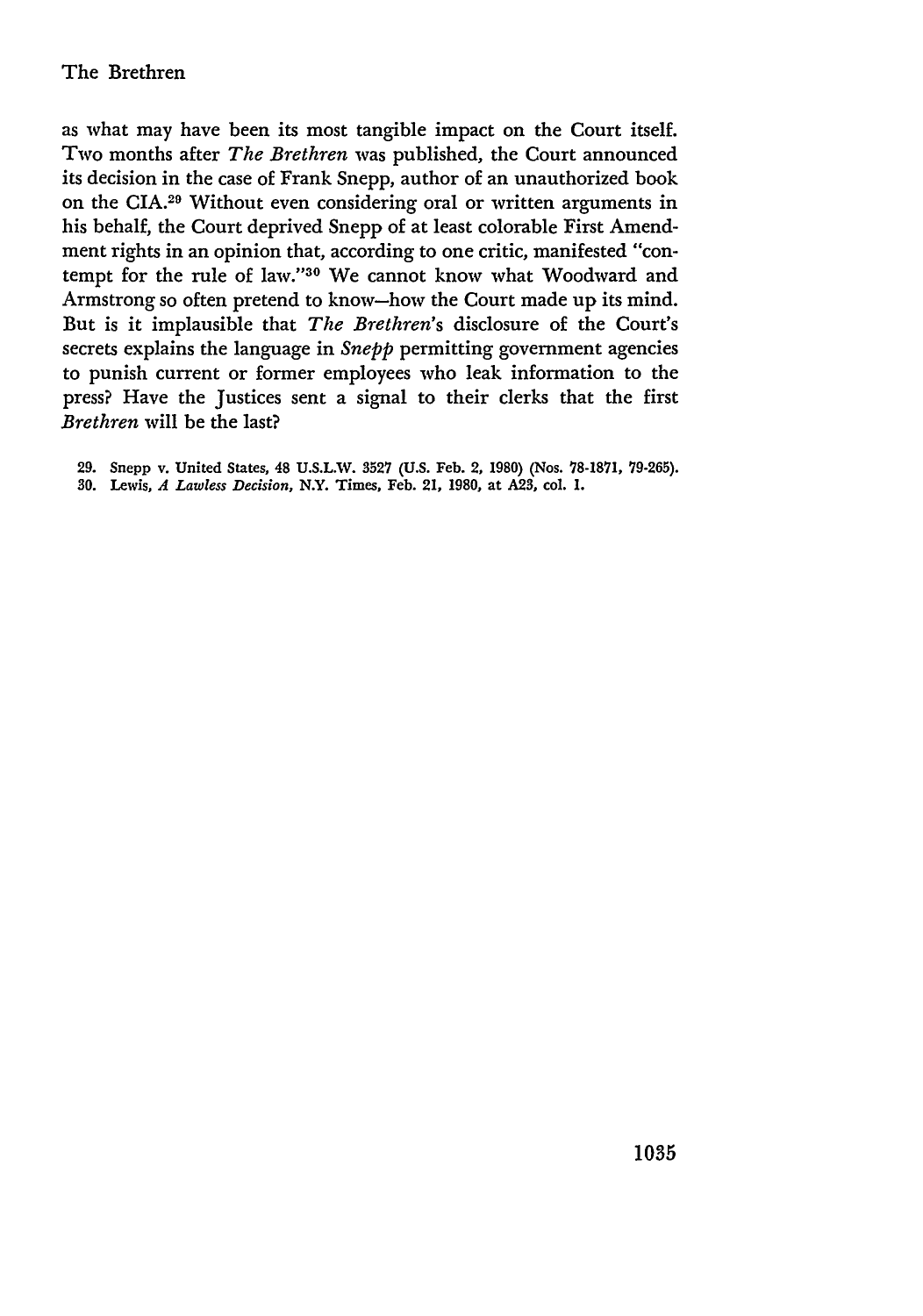as what may have been its most tangible impact on the Court itself. Two months after *The Brethren* was published, the Court announced its decision in the case of Frank Snepp, author of an unauthorized book on the CIA.[29] Without even considering oral or written arguments in his behalf, the Court deprived Snepp of at least colorable First Amendment rights in an opinion that, according to one critic, manifested "contempt for the rule of law."[30] We cannot know what Woodward and Armstrong so often pretend to know—how the Court made up its mind. But is it implausible that *The Brethren*'s disclosure of the Court's secrets explains the language in *Snepp* permitting government agencies to punish current or former employees who leak information to the press? Have the Justices sent a signal to their clerks that the first *Brethren* will be the last?

29. Snepp v. United States, 48 U.S.L.W. 3527 (U.S. Feb. 2, 1980) (Nos. 78-1871, 79-265).

30. Lewis, *A Lawless Decision*, N.Y. Times, Feb. 21, 1980, at A23, col. 1.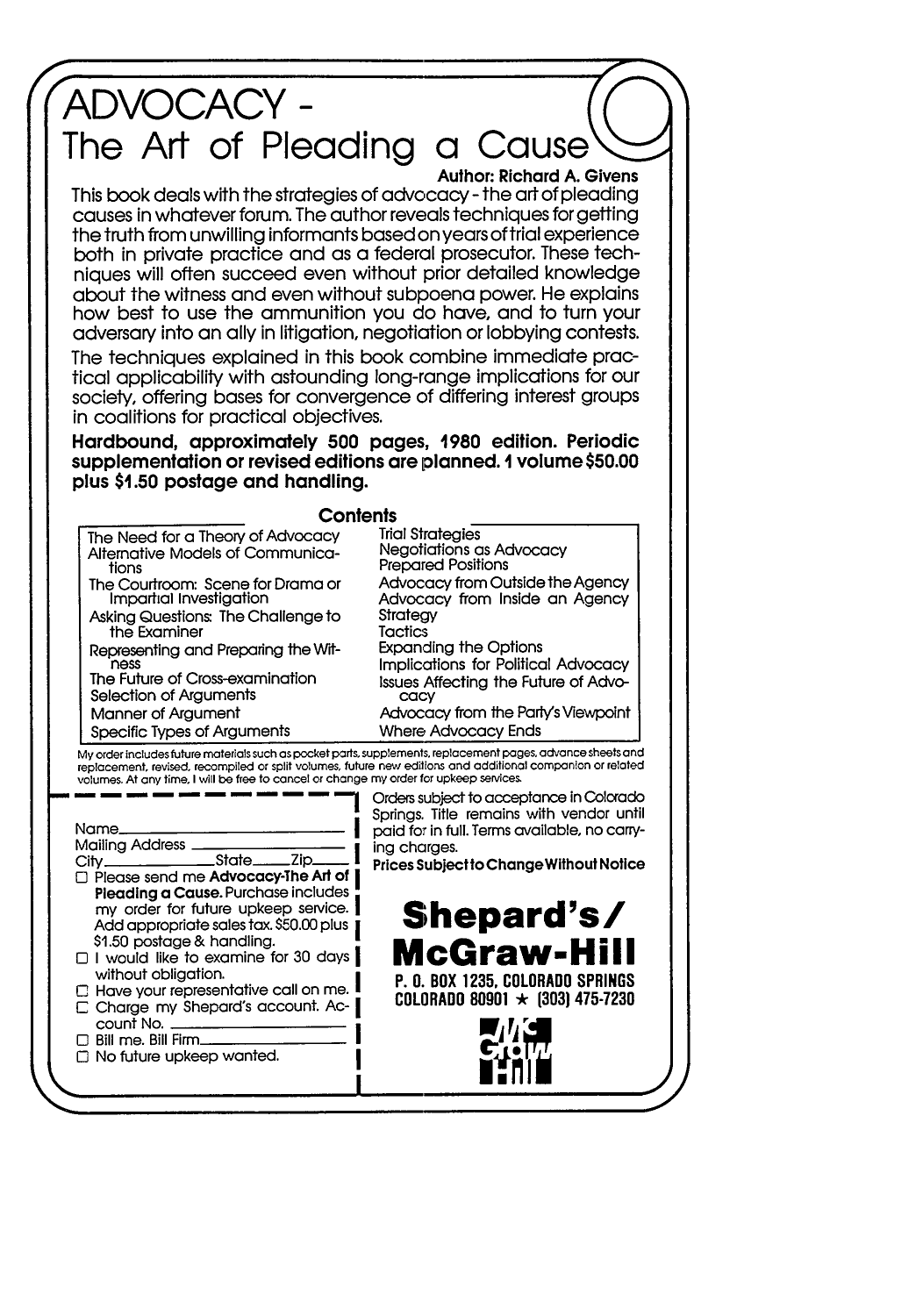# ADVOCACY - The Art of Pleading a Cause

**Author: Richard A. Givens**

This book deals with the strategies of advocacy - the art of pleading causes in whatever forum. The author reveals techniques for getting the truth from unwilling informants based on years of trial experience both in private practice and as a federal prosecutor. These techniques will often succeed even without prior detailed knowledge about the witness and even without subpoena power. He explains how best to use the ammunition you do have, and to turn your adversary into an ally in litigation, negotiation or lobbying contests.

The techniques explained in this book combine immediate practical applicability with astounding long-range implications for our society, offering bases for convergence of differing interest groups in coalitions for practical objectives.

**Hardbound, approximately 500 pages, 1980 edition. Periodic supplementation or revised editions are planned. 1 volume $50.00 plus $1.50 postage and handling.**

## Contents

| | |
|---|---|
| The Need for a Theory of Advocacy | Trial Strategies |
| Alternative Models of Communications | Negotiations as Advocacy |
| The Courtroom: Scene for Drama or Impartial Investigation | Prepared Positions |
| Asking Questions: The Challenge to the Examiner | Advocacy from Outside the Agency |
| Representing and Preparing the Witness | Advocacy from Inside an Agency |
| The Future of Cross-examination | Strategy |
| Selection of Arguments | Tactics |
| Manner of Argument | Expanding the Options |
| Specific Types of Arguments | Implications for Political Advocacy |
| | Issues Affecting the Future of Advocacy |
| | Advocacy from the Party's Viewpoint |
| | Where Advocacy Ends |

My order includes future materials such as pocket parts, supplements, replacement pages, advance sheets and replacement, revised, recompiled or split volumes, future new editions and additional companion or related volumes. At any time, I will be free to cancel or change my order for upkeep services.

Name\_\_\_\_\_\_\_\_\_\_\_\_\_\_\_\_\_\_\_\_

Mailing Address \_\_\_\_\_\_\_\_\_\_\_\_\_\_\_\_\_\_\_\_

City\_\_\_\_\_\_\_\_\_\_ State\_\_\_\_\_ Zip\_\_\_\_\_

- ☐ Please send me **Advocacy-The Art of Pleading a Cause.** Purchase includes my order for future upkeep service. Add appropriate sales tax. $50.00 plus $1.50 postage & handling.
- ☐ I would like to examine for 30 days without obligation.
- ☐ Have your representative call on me.
- ☐ Charge my Shepard's account. Account No. \_\_\_\_\_\_\_\_\_\_\_\_\_\_\_\_\_\_\_\_
- ☐ Bill me. Bill Firm\_\_\_\_\_\_\_\_\_\_\_\_\_\_\_\_\_\_\_\_
- ☐ No future upkeep wanted.

Orders subject to acceptance in Colorado Springs. Title remains with vendor until paid for in full. Terms available, no carrying charges.

**Prices Subject to Change Without Notice**

**Shepard's/ McGraw-Hill**

**P. O. BOX 1235, COLORADO SPRINGS COLORADO 80901 ★ (303) 475-7230**